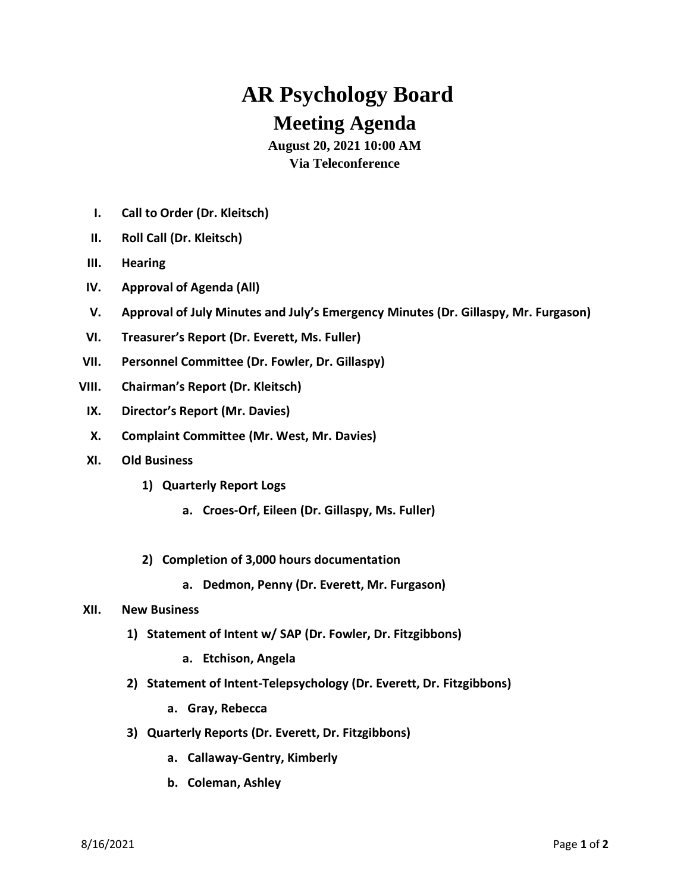# AR Psychology Board

## Meeting Agenda

**August 20, 2021 10:00 AM**
**Via Teleconference**

- **I. Call to Order (Dr. Kleitsch)**
- **II. Roll Call (Dr. Kleitsch)**
- **III. Hearing**
- **IV. Approval of Agenda (All)**
- **V. Approval of July Minutes and July's Emergency Minutes (Dr. Gillaspy, Mr. Furgason)**
- **VI. Treasurer's Report (Dr. Everett, Ms. Fuller)**
- **VII. Personnel Committee (Dr. Fowler, Dr. Gillaspy)**
- **VIII. Chairman's Report (Dr. Kleitsch)**
- **IX. Director's Report (Mr. Davies)**
- **X. Complaint Committee (Mr. West, Mr. Davies)**
- **XI. Old Business**
  - **1) Quarterly Report Logs**
    - **a. Croes-Orf, Eileen (Dr. Gillaspy, Ms. Fuller)**
  - **2) Completion of 3,000 hours documentation**
    - **a. Dedmon, Penny (Dr. Everett, Mr. Furgason)**
- **XII. New Business**
  - **1) Statement of Intent w/ SAP (Dr. Fowler, Dr. Fitzgibbons)**
    - **a. Etchison, Angela**
  - **2) Statement of Intent-Telepsychology (Dr. Everett, Dr. Fitzgibbons)**
    - **a. Gray, Rebecca**
  - **3) Quarterly Reports (Dr. Everett, Dr. Fitzgibbons)**
    - **a. Callaway-Gentry, Kimberly**
    - **b. Coleman, Ashley**

8/16/2021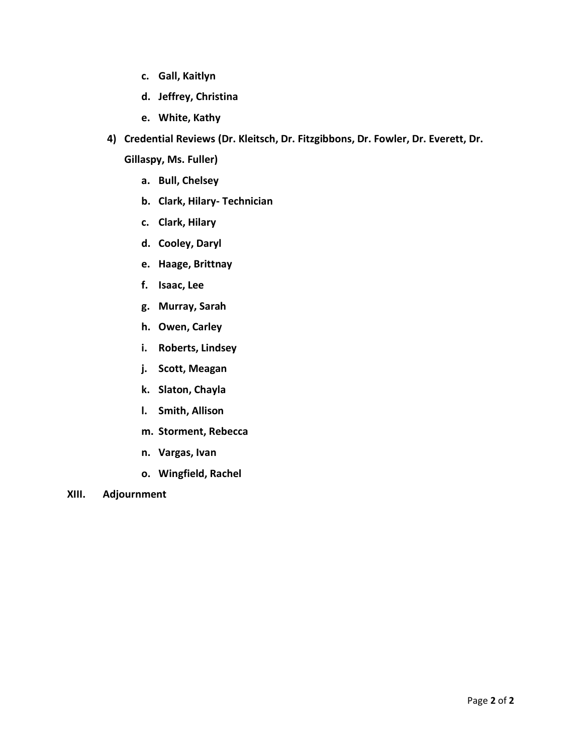- c. **Gall, Kaitlyn**
  - d. **Jeffrey, Christina**
  - e. **White, Kathy**

4) **Credential Reviews (Dr. Kleitsch, Dr. Fitzgibbons, Dr. Fowler, Dr. Everett, Dr. Gillaspy, Ms. Fuller)**
  - a. **Bull, Chelsey**
  - b. **Clark, Hilary- Technician**
  - c. **Clark, Hilary**
  - d. **Cooley, Daryl**
  - e. **Haage, Brittnay**
  - f. **Isaac, Lee**
  - g. **Murray, Sarah**
  - h. **Owen, Carley**
  - i. **Roberts, Lindsey**
  - j. **Scott, Meagan**
  - k. **Slaton, Chayla**
  - l. **Smith, Allison**
  - m. **Storment, Rebecca**
  - n. **Vargas, Ivan**
  - o. **Wingfield, Rachel**

**XIII. Adjournment**